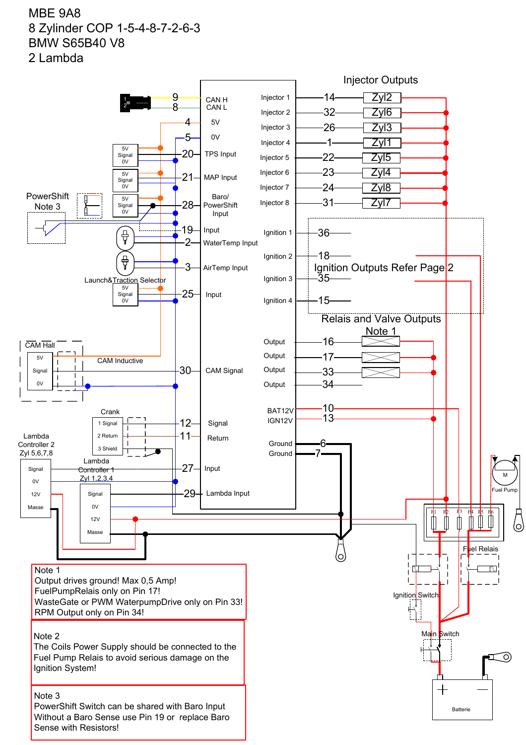MBE 9A8
8 Zylinder COP 1-5-4-8-7-2-6-3
BMW S65B40 V8
2 Lambda

Injector Outputs

| Output | Pin | Cylinder |
|---|---|---|
| Injector 1 | 14 | Zyl2 |
| Injector 2 | 32 | Zyl6 |
| Injector 3 | 26 | Zyl3 |
| Injector 4 | 1 | Zyl1 |
| Injector 5 | 22 | Zyl5 |
| Injector 6 | 23 | Zyl4 |
| Injector 7 | 24 | Zyl8 |
| Injector 8 | 31 | Zyl7 |

| Input | Pin |
|---|---|
| CAN H | 9 |
| CAN L | 8 |
| 5V | 4 |
| 0V | 5 |
| TPS Input | 20 |
| MAP Input | 21 |
| Baro/ PowerShift Input | 28 |
| Input | 19 |
| WaterTemp Input | 2 |
| AirTemp Input | 3 |
| Input (Launch&Traction Selector) | 25 |
| CAM Signal | 30 |
| Signal (Crank) | 12 |
| Return (Crank) | 11 |
| Input (Lambda Controller 2) | 27 |
| Lambda Input (Lambda Controller 1) | 29 |

| Output | Pin |
|---|---|
| Ignition 1 | 36 |
| Ignition 2 | 18 |
| Ignition 3 | 35 |
| Ignition 4 | 15 |

Ignition Outputs Refer Page 2

Relais and Valve Outputs
Note 1

| Output | Pin |
|---|---|
| Output | 16 |
| Output | 17 |
| Output | 33 |
| Output | 34 |
| BAT12V | 10 |
| IGN12V | 13 |
| Ground | 6 |
| Ground | 7 |

PowerShift Note 3

Sensors: 5V / Signal / 0V

Launch&Traction Selector

CAM Hall: 5V, Signal, 0V — CAM Inductive

Crank: 1 Signal, 2 Return, 3 Shield

Lambda Controller 2 Zyl 5,6,7,8: Signal, 0V, 12V, Masse

Lambda Controller 1 Zyl 1,2,3,4: Signal, 0V, 12V, Masse

M Fuel Pump

F1 F2 F3 F4 F5 F6

Fuel Relais

Ignition Switch

Main Switch

Batterie

Note 1
Output drives ground! Max 0,5 Amp!
FuelPumpRelais only on Pin 17!
WasteGate or PWM WaterpumpDrive only on Pin 33!
RPM Output only on Pin 34!

Note 2
The Coils Power Supply should be connected to the Fuel Pump Relais to avoid serious damage on the Ignition System!

Note 3
PowerShift Switch can be shared with Baro Input
Without a Baro Sense use Pin 19 or replace Baro Sense with Resistors!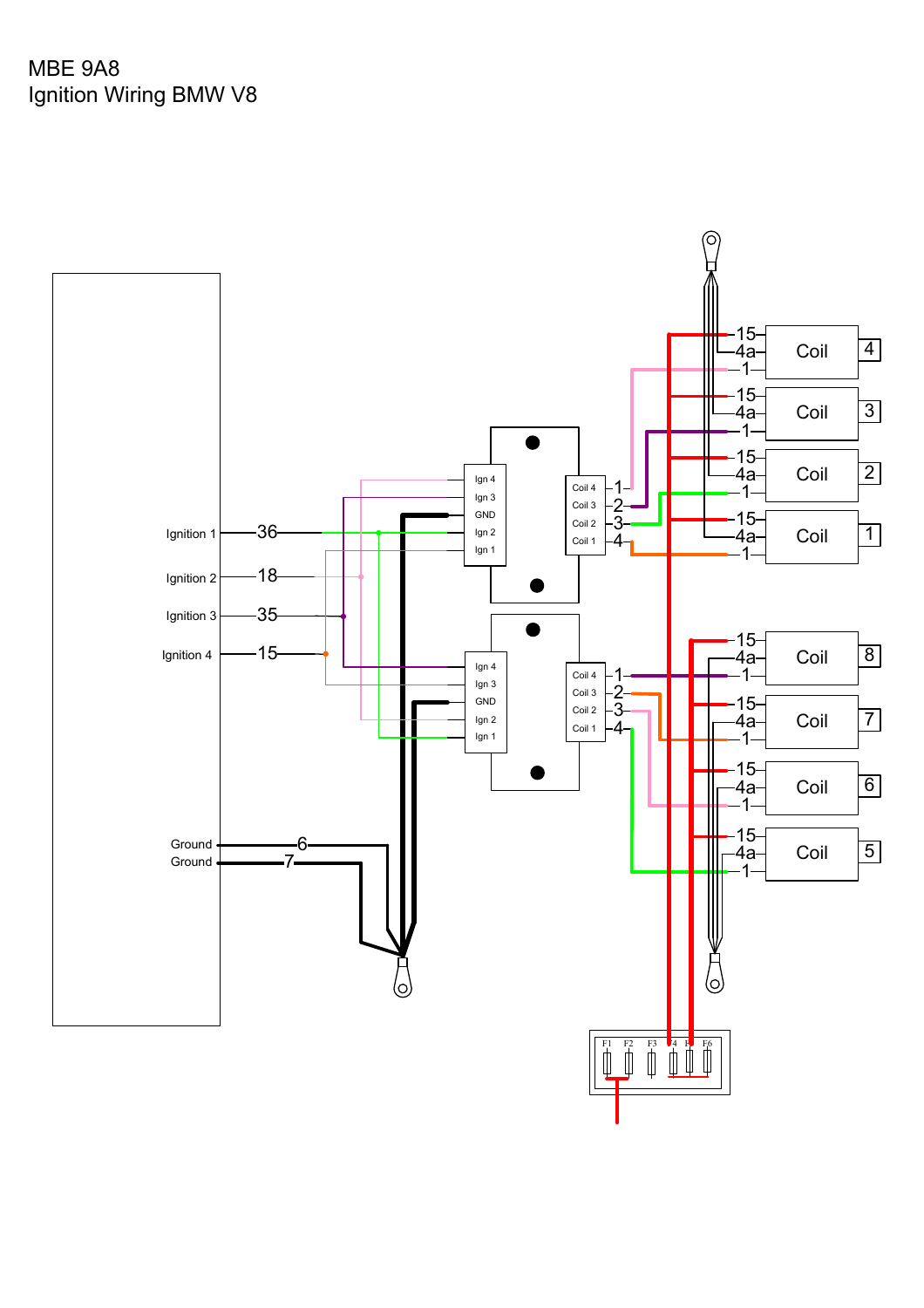# MBE 9A8
# Ignition Wiring BMW V8

Ignition 1 36
Ignition 2 18
Ignition 3 35
Ignition 4 15

Ground 6
Ground 7

Ign 4
Ign 3
GND
Ign 2
Ign 1

Coil 4 1
Coil 3 2
Coil 2 3
Coil 1 4

Ign 4
Ign 3
GND
Ign 2
Ign 1

Coil 4 1
Coil 3 2
Coil 2 3
Coil 1 4

15 4a 1 Coil 4
15 4a 1 Coil 3
15 4a 1 Coil 2
15 4a 1 Coil 1
15 4a 1 Coil 8
15 4a 1 Coil 7
15 4a 1 Coil 6
15 4a 1 Coil 5

F1 F2 F3 F4 F5 F6